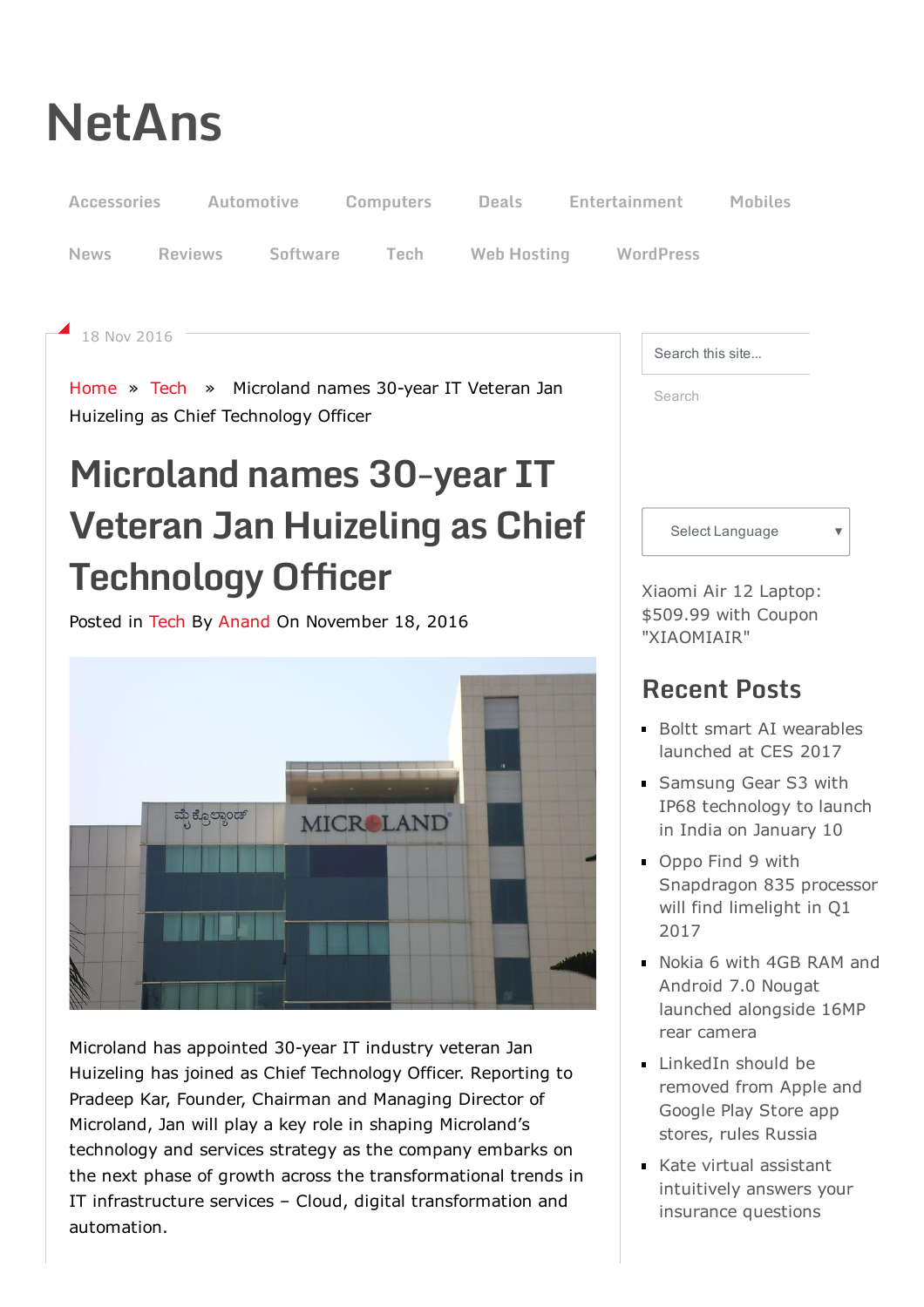# NetAns

Accessories Automotive Computers Deals Entertainment Mobiles

News Reviews Software Tech Web Hosting WordPress

18 Nov 2016

Home » Tech » Microland names 30-year IT Veteran Jan Huizeling as Chief Technology Officer

## Microland names 30-year IT Veteran Jan Huizeling as Chief Technology Officer

Posted in Tech By Anand On November 18, 2016

Microland has appointed 30-year IT industry veteran Jan Huizeling has joined as Chief Technology Officer. Reporting to Pradeep Kar, Founder, Chairman and Managing Director of Microland, Jan will play a key role in shaping Microland's technology and services strategy as the company embarks on the next phase of growth across the transformational trends in IT infrastructure services – Cloud, digital transformation and automation.

Search this site...

Search

Select Language

Xiaomi Air 12 Laptop: $509.99 with Coupon "XIAOMIAIR"

## Recent Posts

- Boltt smart AI wearables launched at CES 2017
- Samsung Gear S3 with IP68 technology to launch in India on January 10
- Oppo Find 9 with Snapdragon 835 processor will find limelight in Q1 2017
- Nokia 6 with 4GB RAM and Android 7.0 Nougat launched alongside 16MP rear camera
- LinkedIn should be removed from Apple and Google Play Store app stores, rules Russia
- Kate virtual assistant intuitively answers your insurance questions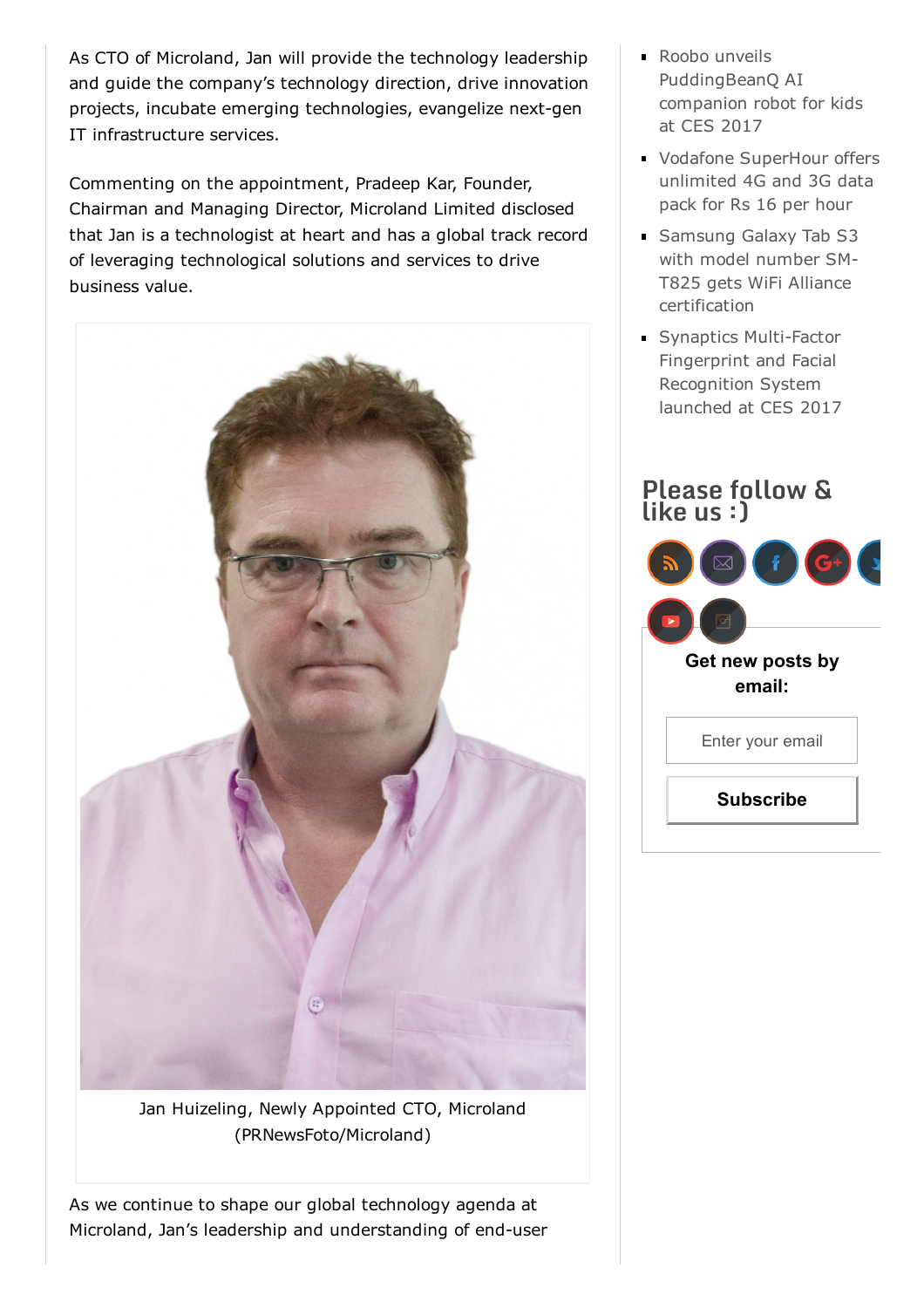As CTO of Microland, Jan will provide the technology leadership and guide the company's technology direction, drive innovation projects, incubate emerging technologies, evangelize next-gen IT infrastructure services.

Commenting on the appointment, Pradeep Kar, Founder, Chairman and Managing Director, Microland Limited disclosed that Jan is a technologist at heart and has a global track record of leveraging technological solutions and services to drive business value.

Jan Huizeling, Newly Appointed CTO, Microland (PRNewsFoto/Microland)

As we continue to shape our global technology agenda at Microland, Jan's leadership and understanding of end-user

- Roobo unveils PuddingBeanQ AI companion robot for kids at CES 2017
- Vodafone SuperHour offers unlimited 4G and 3G data pack for Rs 16 per hour
- Samsung Galaxy Tab S3 with model number SM-T825 gets WiFi Alliance certification
- Synaptics Multi-Factor Fingerprint and Facial Recognition System launched at CES 2017

## Please follow & like us :)

**Get new posts by email:**

Enter your email

**Subscribe**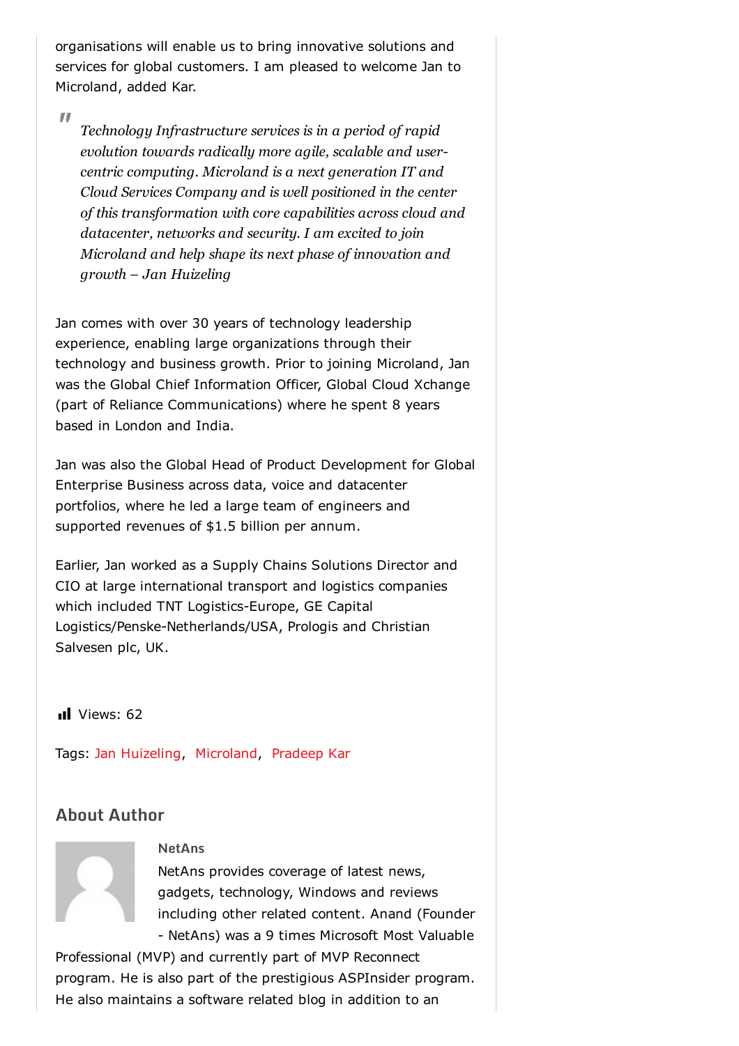organisations will enable us to bring innovative solutions and services for global customers. I am pleased to welcome Jan to Microland, added Kar.

> *Technology Infrastructure services is in a period of rapid evolution towards radically more agile, scalable and user-centric computing. Microland is a next generation IT and Cloud Services Company and is well positioned in the center of this transformation with core capabilities across cloud and datacenter, networks and security. I am excited to join Microland and help shape its next phase of innovation and growth – Jan Huizeling*

Jan comes with over 30 years of technology leadership experience, enabling large organizations through their technology and business growth. Prior to joining Microland, Jan was the Global Chief Information Officer, Global Cloud Xchange (part of Reliance Communications) where he spent 8 years based in London and India.

Jan was also the Global Head of Product Development for Global Enterprise Business across data, voice and datacenter portfolios, where he led a large team of engineers and supported revenues of $1.5 billion per annum.

Earlier, Jan worked as a Supply Chains Solutions Director and CIO at large international transport and logistics companies which included TNT Logistics-Europe, GE Capital Logistics/Penske-Netherlands/USA, Prologis and Christian Salvesen plc, UK.

Views: 62

Tags: Jan Huizeling, Microland, Pradeep Kar

## About Author

**NetAns**

NetAns provides coverage of latest news, gadgets, technology, Windows and reviews including other related content. Anand (Founder - NetAns) was a 9 times Microsoft Most Valuable Professional (MVP) and currently part of MVP Reconnect program. He is also part of the prestigious ASPInsider program. He also maintains a software related blog in addition to an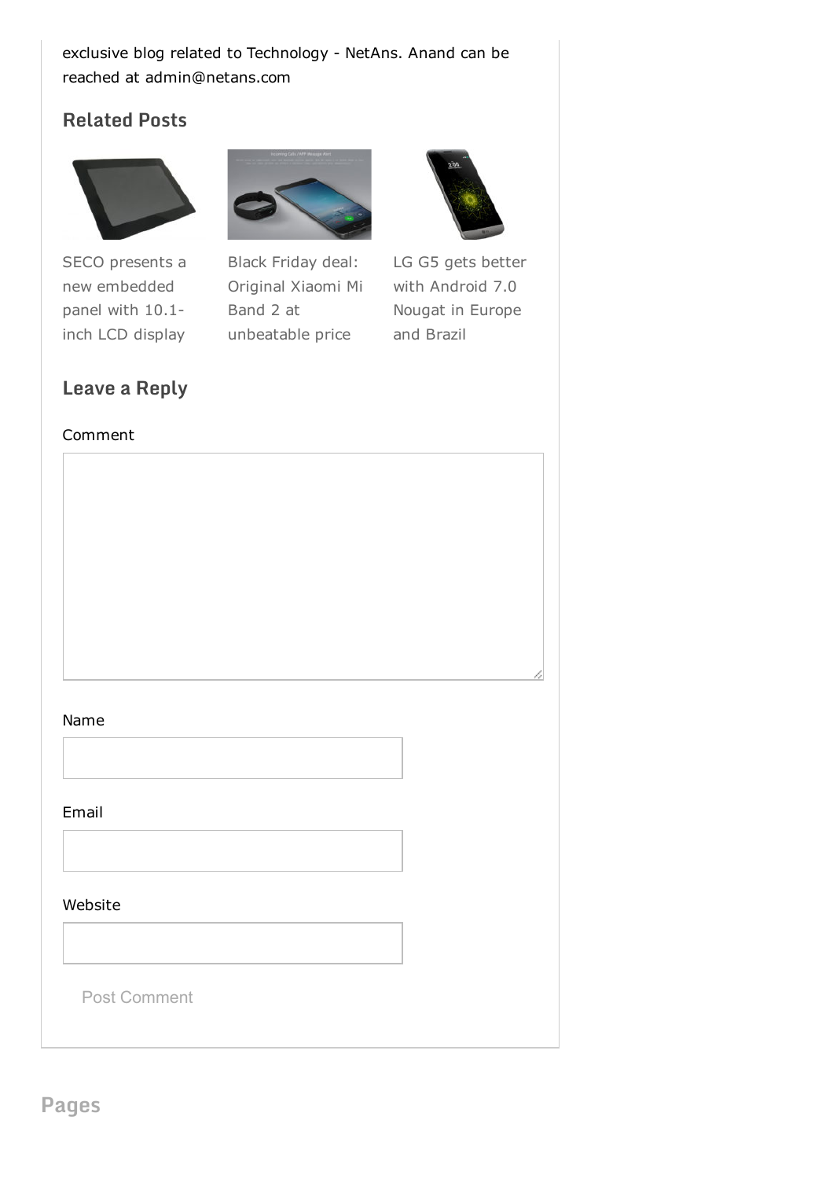exclusive blog related to Technology - NetAns. Anand can be reached at admin@netans.com

## Related Posts

SECO presents a new embedded panel with 10.1-inch LCD display

Black Friday deal: Original Xiaomi Mi Band 2 at unbeatable price

LG G5 gets better with Android 7.0 Nougat in Europe and Brazil

## Leave a Reply

Comment

Name

Email

Website

Post Comment

## Pages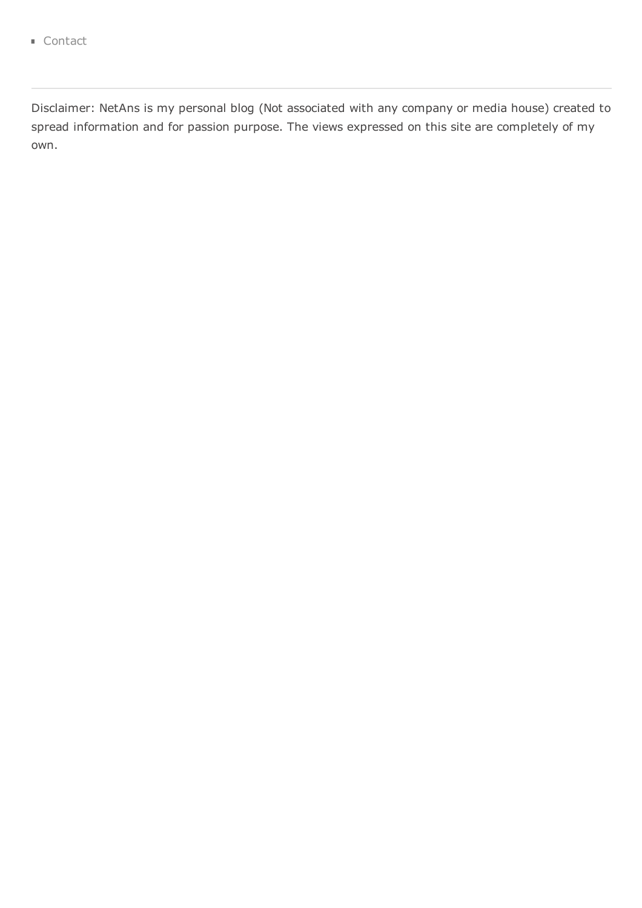- Contact

---

Disclaimer: NetAns is my personal blog (Not associated with any company or media house) created to spread information and for passion purpose. The views expressed on this site are completely of my own.